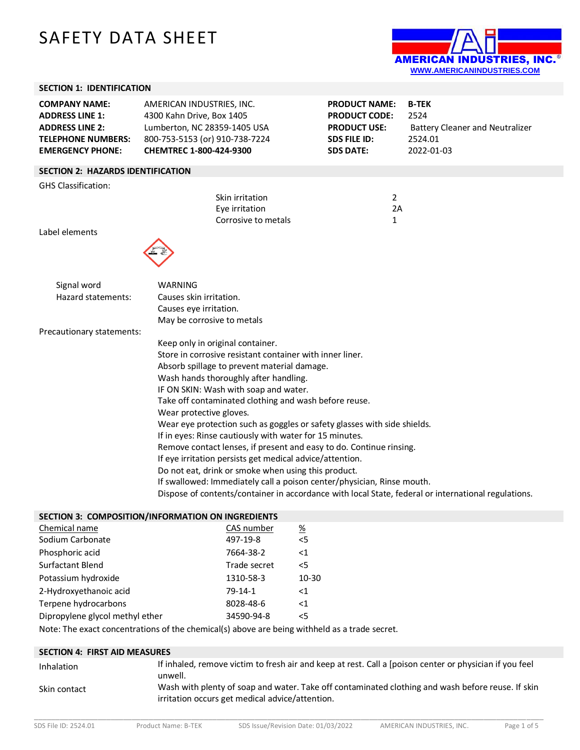# SAFETY DATA SHEET

AMERICAN INDUSTRIES, INC.
WWW.AMERICANINDUSTRIES.COM

## SECTION 1: IDENTIFICATION

| | | | |
|---|---|---|---|
| **COMPANY NAME:** | AMERICAN INDUSTRIES, INC. | **PRODUCT NAME:** | **B-TEK** |
| **ADDRESS LINE 1:** | 4300 Kahn Drive, Box 1405 | **PRODUCT CODE:** | 2524 |
| **ADDRESS LINE 2:** | Lumberton, NC 28359-1405 USA | **PRODUCT USE:** | Battery Cleaner and Neutralizer |
| **TELEPHONE NUMBERS:** | 800-753-5153 (or) 910-738-7224 | **SDS FILE ID:** | 2524.01 |
| **EMERGENCY PHONE:** | **CHEMTREC 1-800-424-9300** | **SDS DATE:** | 2022-01-03 |

## SECTION 2: HAZARDS IDENTIFICATION

GHS Classification:

| | |
|---|---|
| Skin irritation | 2 |
| Eye irritation | 2A |
| Corrosive to metals | 1 |

Label elements

Signal word: WARNING

Hazard statements:
- Causes skin irritation.
- Causes eye irritation.
- May be corrosive to metals

Precautionary statements:
- Keep only in original container.
- Store in corrosive resistant container with inner liner.
- Absorb spillage to prevent material damage.
- Wash hands thoroughly after handling.
- IF ON SKIN: Wash with soap and water.
- Take off contaminated clothing and wash before reuse.
- Wear protective gloves.
- Wear eye protection such as goggles or safety glasses with side shields.
- If in eyes: Rinse cautiously with water for 15 minutes.
- Remove contact lenses, if present and easy to do. Continue rinsing.
- If eye irritation persists get medical advice/attention.
- Do not eat, drink or smoke when using this product.
- If swallowed: Immediately call a poison center/physician, Rinse mouth.
- Dispose of contents/container in accordance with local State, federal or international regulations.

## SECTION 3: COMPOSITION/INFORMATION ON INGREDIENTS

| Chemical name | CAS number | % |
|---|---|---|
| Sodium Carbonate | 497-19-8 | <5 |
| Phosphoric acid | 7664-38-2 | <1 |
| Surfactant Blend | Trade secret | <5 |
| Potassium hydroxide | 1310-58-3 | 10-30 |
| 2-Hydroxyethanoic acid | 79-14-1 | <1 |
| Terpene hydrocarbons | 8028-48-6 | <1 |
| Dipropylene glycol methyl ether | 34590-94-8 | <5 |

Note: The exact concentrations of the chemical(s) above are being withheld as a trade secret.

## SECTION 4: FIRST AID MEASURES

| | |
|---|---|
| Inhalation | If inhaled, remove victim to fresh air and keep at rest. Call a [poison center or physician if you feel unwell. |
| Skin contact | Wash with plenty of soap and water. Take off contaminated clothing and wash before reuse. If skin irritation occurs get medical advice/attention. |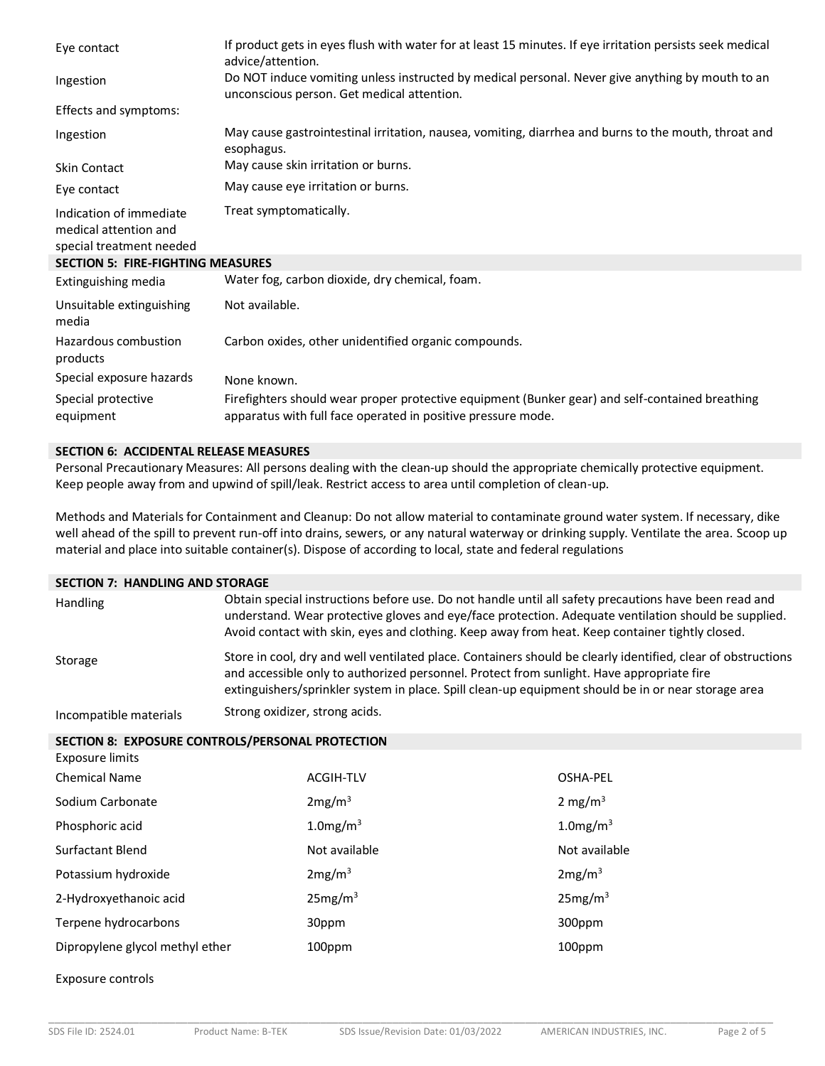| | |
|---|---|
| Eye contact | If product gets in eyes flush with water for at least 15 minutes. If eye irritation persists seek medical advice/attention. |
| Ingestion | Do NOT induce vomiting unless instructed by medical personal. Never give anything by mouth to an unconscious person. Get medical attention. |
| Effects and symptoms: | |
| Ingestion | May cause gastrointestinal irritation, nausea, vomiting, diarrhea and burns to the mouth, throat and esophagus. |
| Skin Contact | May cause skin irritation or burns. |
| Eye contact | May cause eye irritation or burns. |
| Indication of immediate medical attention and special treatment needed | Treat symptomatically. |

## SECTION 5: FIRE-FIGHTING MEASURES

| | |
|---|---|
| Extinguishing media | Water fog, carbon dioxide, dry chemical, foam. |
| Unsuitable extinguishing media | Not available. |
| Hazardous combustion products | Carbon oxides, other unidentified organic compounds. |
| Special exposure hazards | None known. |
| Special protective equipment | Firefighters should wear proper protective equipment (Bunker gear) and self-contained breathing apparatus with full face operated in positive pressure mode. |

## SECTION 6: ACCIDENTAL RELEASE MEASURES

Personal Precautionary Measures: All persons dealing with the clean-up should the appropriate chemically protective equipment. Keep people away from and upwind of spill/leak. Restrict access to area until completion of clean-up.

Methods and Materials for Containment and Cleanup: Do not allow material to contaminate ground water system. If necessary, dike well ahead of the spill to prevent run-off into drains, sewers, or any natural waterway or drinking supply. Ventilate the area. Scoop up material and place into suitable container(s). Dispose of according to local, state and federal regulations

## SECTION 7: HANDLING AND STORAGE

| | |
|---|---|
| Handling | Obtain special instructions before use. Do not handle until all safety precautions have been read and understand. Wear protective gloves and eye/face protection. Adequate ventilation should be supplied. Avoid contact with skin, eyes and clothing. Keep away from heat. Keep container tightly closed. |
| Storage | Store in cool, dry and well ventilated place. Containers should be clearly identified, clear of obstructions and accessible only to authorized personnel. Protect from sunlight. Have appropriate fire extinguishers/sprinkler system in place. Spill clean-up equipment should be in or near storage area |
| Incompatible materials | Strong oxidizer, strong acids. |

## SECTION 8: EXPOSURE CONTROLS/PERSONAL PROTECTION

Exposure limits

| Chemical Name | ACGIH-TLV | OSHA-PEL |
|---|---|---|
| Sodium Carbonate | 2mg/m$^3$ | 2 mg/m$^3$ |
| Phosphoric acid | 1.0mg/m$^3$ | 1.0mg/m$^3$ |
| Surfactant Blend | Not available | Not available |
| Potassium hydroxide | 2mg/m$^3$ | 2mg/m$^3$ |
| 2-Hydroxyethanoic acid | 25mg/m$^3$ | 25mg/m$^3$ |
| Terpene hydrocarbons | 30ppm | 300ppm |
| Dipropylene glycol methyl ether | 100ppm | 100ppm |

Exposure controls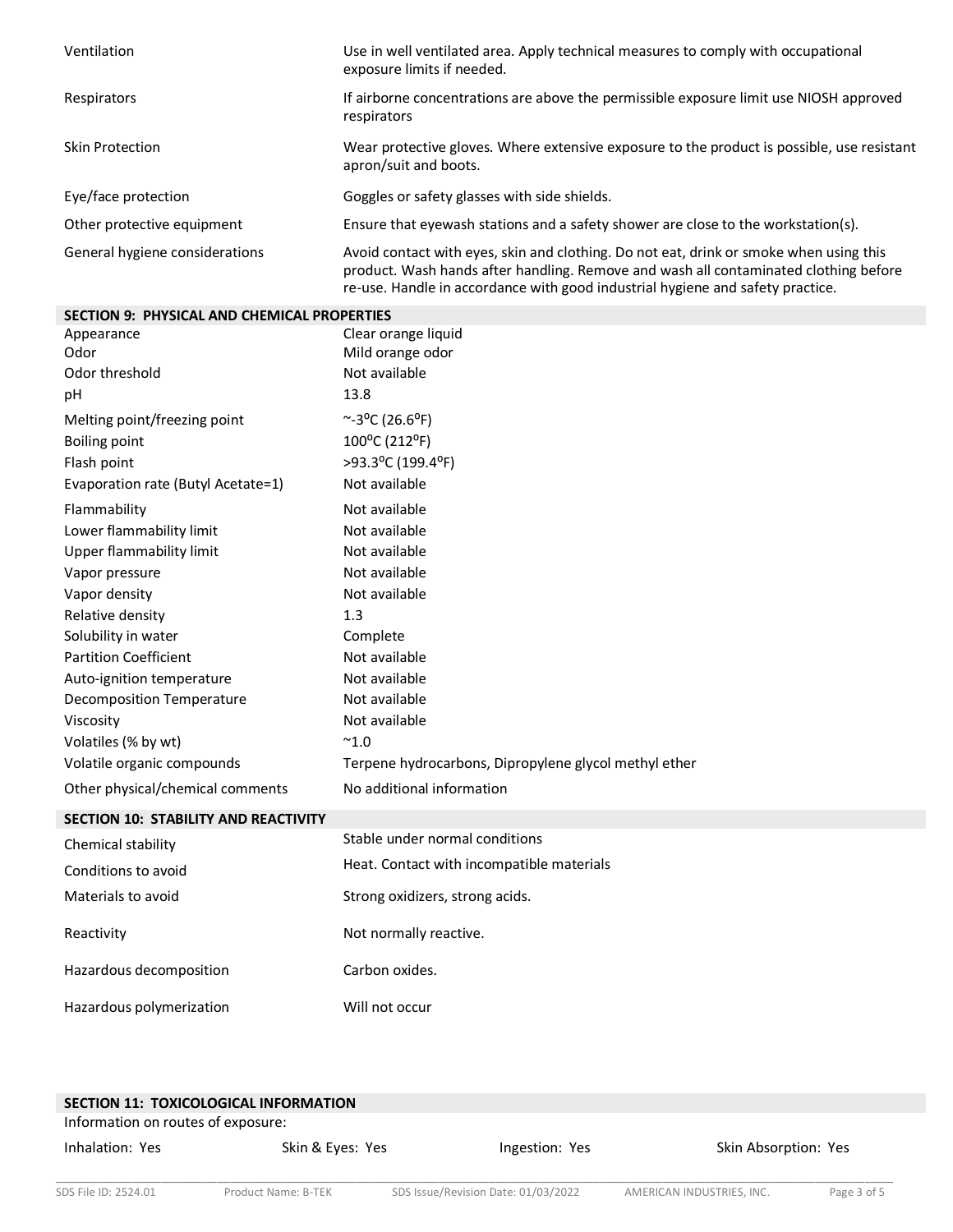| | |
|---|---|
| Ventilation | Use in well ventilated area. Apply technical measures to comply with occupational exposure limits if needed. |
| Respirators | If airborne concentrations are above the permissible exposure limit use NIOSH approved respirators |
| Skin Protection | Wear protective gloves. Where extensive exposure to the product is possible, use resistant apron/suit and boots. |
| Eye/face protection | Goggles or safety glasses with side shields. |
| Other protective equipment | Ensure that eyewash stations and a safety shower are close to the workstation(s). |
| General hygiene considerations | Avoid contact with eyes, skin and clothing. Do not eat, drink or smoke when using this product. Wash hands after handling. Remove and wash all contaminated clothing before re-use. Handle in accordance with good industrial hygiene and safety practice. |

## SECTION 9: PHYSICAL AND CHEMICAL PROPERTIES

| | |
|---|---|
| Appearance | Clear orange liquid |
| Odor | Mild orange odor |
| Odor threshold | Not available |
| pH | 13.8 |
| Melting point/freezing point | ~-3ºC (26.6ºF) |
| Boiling point | 100ºC (212ºF) |
| Flash point | >93.3ºC (199.4ºF) |
| Evaporation rate (Butyl Acetate=1) | Not available |
| Flammability | Not available |
| Lower flammability limit | Not available |
| Upper flammability limit | Not available |
| Vapor pressure | Not available |
| Vapor density | Not available |
| Relative density | 1.3 |
| Solubility in water | Complete |
| Partition Coefficient | Not available |
| Auto-ignition temperature | Not available |
| Decomposition Temperature | Not available |
| Viscosity | Not available |
| Volatiles (% by wt) | ~1.0 |
| Volatile organic compounds | Terpene hydrocarbons, Dipropylene glycol methyl ether |
| Other physical/chemical comments | No additional information |

## SECTION 10: STABILITY AND REACTIVITY

| | |
|---|---|
| Chemical stability | Stable under normal conditions |
| Conditions to avoid | Heat. Contact with incompatible materials |
| Materials to avoid | Strong oxidizers, strong acids. |
| Reactivity | Not normally reactive. |
| Hazardous decomposition | Carbon oxides. |
| Hazardous polymerization | Will not occur |

## SECTION 11: TOXICOLOGICAL INFORMATION

Information on routes of exposure:

| | | | |
|---|---|---|---|
| Inhalation: Yes | Skin & Eyes: Yes | Ingestion: Yes | Skin Absorption: Yes |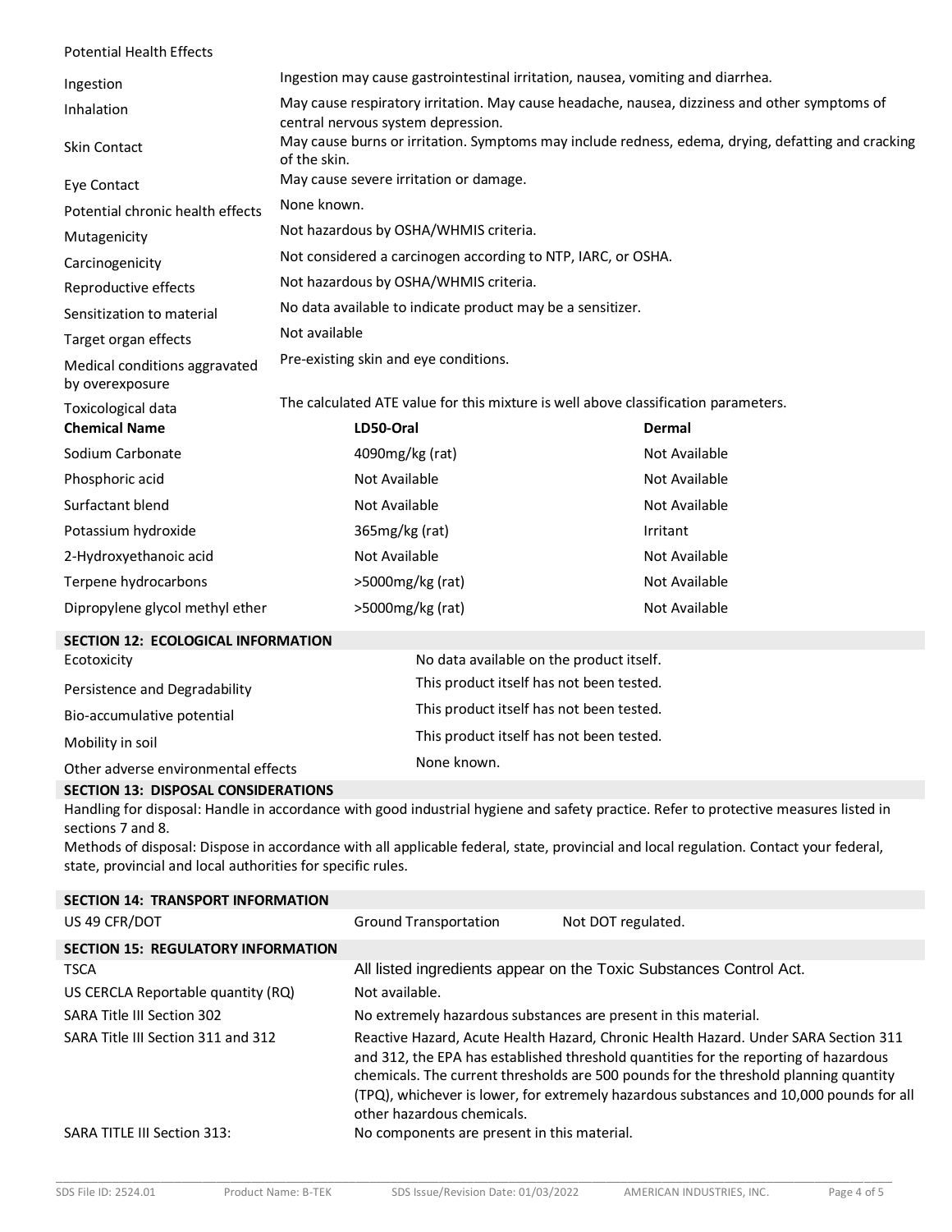Potential Health Effects

| | |
|---|---|
| Ingestion | Ingestion may cause gastrointestinal irritation, nausea, vomiting and diarrhea. |
| Inhalation | May cause respiratory irritation. May cause headache, nausea, dizziness and other symptoms of central nervous system depression. |
| Skin Contact | May cause burns or irritation. Symptoms may include redness, edema, drying, defatting and cracking of the skin. |
| Eye Contact | May cause severe irritation or damage. |
| Potential chronic health effects | None known. |
| Mutagenicity | Not hazardous by OSHA/WHMIS criteria. |
| Carcinogenicity | Not considered a carcinogen according to NTP, IARC, or OSHA. |
| Reproductive effects | Not hazardous by OSHA/WHMIS criteria. |
| Sensitization to material | No data available to indicate product may be a sensitizer. |
| Target organ effects | Not available |
| Medical conditions aggravated by overexposure | Pre-existing skin and eye conditions. |
| Toxicological data | The calculated ATE value for this mixture is well above classification parameters. |

| Chemical Name | LD50-Oral | Dermal |
|---|---|---|
| Sodium Carbonate | 4090mg/kg (rat) | Not Available |
| Phosphoric acid | Not Available | Not Available |
| Surfactant blend | Not Available | Not Available |
| Potassium hydroxide | 365mg/kg (rat) | Irritant |
| 2-Hydroxyethanoic acid | Not Available | Not Available |
| Terpene hydrocarbons | >5000mg/kg (rat) | Not Available |
| Dipropylene glycol methyl ether | >5000mg/kg (rat) | Not Available |

## SECTION 12: ECOLOGICAL INFORMATION

| | |
|---|---|
| Ecotoxicity | No data available on the product itself. |
| Persistence and Degradability | This product itself has not been tested. |
| Bio-accumulative potential | This product itself has not been tested. |
| Mobility in soil | This product itself has not been tested. |
| Other adverse environmental effects | None known. |

## SECTION 13: DISPOSAL CONSIDERATIONS

Handling for disposal: Handle in accordance with good industrial hygiene and safety practice. Refer to protective measures listed in sections 7 and 8.

Methods of disposal: Dispose in accordance with all applicable federal, state, provincial and local regulation. Contact your federal, state, provincial and local authorities for specific rules.

## SECTION 14: TRANSPORT INFORMATION

| | | |
|---|---|---|
| US 49 CFR/DOT | Ground Transportation | Not DOT regulated. |

## SECTION 15: REGULATORY INFORMATION

| | |
|---|---|
| TSCA | All listed ingredients appear on the Toxic Substances Control Act. |
| US CERCLA Reportable quantity (RQ) | Not available. |
| SARA Title III Section 302 | No extremely hazardous substances are present in this material. |
| SARA Title III Section 311 and 312 | Reactive Hazard, Acute Health Hazard, Chronic Health Hazard. Under SARA Section 311 and 312, the EPA has established threshold quantities for the reporting of hazardous chemicals. The current thresholds are 500 pounds for the threshold planning quantity (TPQ), whichever is lower, for extremely hazardous substances and 10,000 pounds for all other hazardous chemicals. |
| SARA TITLE III Section 313: | No components are present in this material. |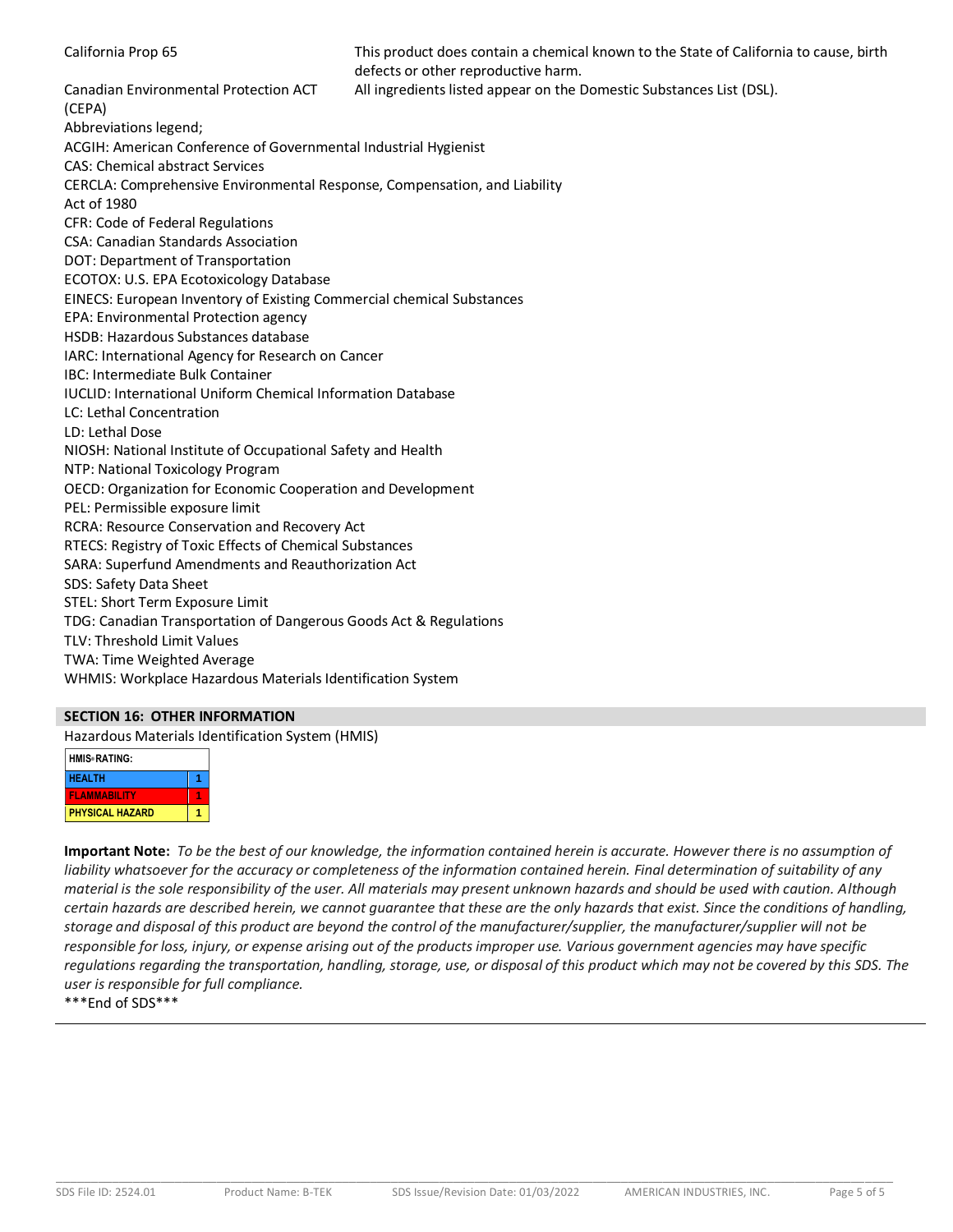| | |
|---|---|
| California Prop 65 | This product does contain a chemical known to the State of California to cause, birth defects or other reproductive harm. |
| Canadian Environmental Protection ACT (CEPA) | All ingredients listed appear on the Domestic Substances List (DSL). |

Abbreviations legend;

ACGIH: American Conference of Governmental Industrial Hygienist
CAS: Chemical abstract Services
CERCLA: Comprehensive Environmental Response, Compensation, and Liability Act of 1980
CFR: Code of Federal Regulations
CSA: Canadian Standards Association
DOT: Department of Transportation
ECOTOX: U.S. EPA Ecotoxicology Database
EINECS: European Inventory of Existing Commercial chemical Substances
EPA: Environmental Protection agency
HSDB: Hazardous Substances database
IARC: International Agency for Research on Cancer
IBC: Intermediate Bulk Container
IUCLID: International Uniform Chemical Information Database
LC: Lethal Concentration
LD: Lethal Dose
NIOSH: National Institute of Occupational Safety and Health
NTP: National Toxicology Program
OECD: Organization for Economic Cooperation and Development
PEL: Permissible exposure limit
RCRA: Resource Conservation and Recovery Act
RTECS: Registry of Toxic Effects of Chemical Substances
SARA: Superfund Amendments and Reauthorization Act
SDS: Safety Data Sheet
STEL: Short Term Exposure Limit
TDG: Canadian Transportation of Dangerous Goods Act & Regulations
TLV: Threshold Limit Values
TWA: Time Weighted Average
WHMIS: Workplace Hazardous Materials Identification System

## SECTION 16: OTHER INFORMATION

Hazardous Materials Identification System (HMIS)

| HMIS® RATING: | |
|---|---|
| HEALTH | 1 |
| FLAMMABILITY | 1 |
| PHYSICAL HAZARD | 1 |

**Important Note:** *To be the best of our knowledge, the information contained herein is accurate. However there is no assumption of liability whatsoever for the accuracy or completeness of the information contained herein. Final determination of suitability of any material is the sole responsibility of the user. All materials may present unknown hazards and should be used with caution. Although certain hazards are described herein, we cannot guarantee that these are the only hazards that exist. Since the conditions of handling, storage and disposal of this product are beyond the control of the manufacturer/supplier, the manufacturer/supplier will not be responsible for loss, injury, or expense arising out of the products improper use. Various government agencies may have specific regulations regarding the transportation, handling, storage, use, or disposal of this product which may not be covered by this SDS. The user is responsible for full compliance.*

***End of SDS***